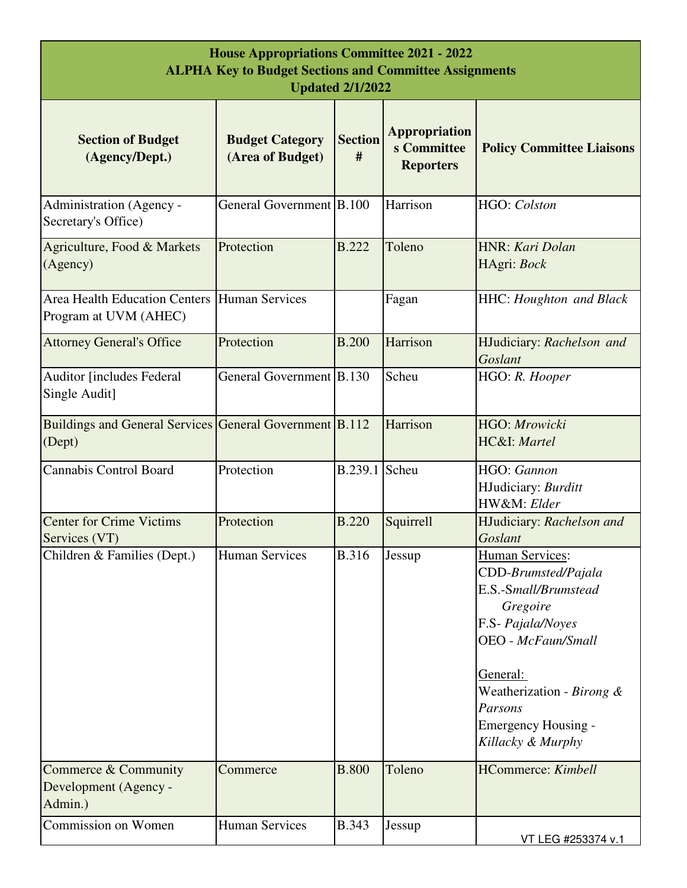| House Appropriations Committee 2021 - 2022<br>ALPHA Key to Budget Sections and Committee Assignments<br>Updated 2/1/2022 | | | | |
|---|---|---|---|---|
| **Section of Budget (Agency/Dept.)** | **Budget Category (Area of Budget)** | **Section #** | **Appropriations Committee Reporters** | **Policy Committee Liaisons** |
| Administration (Agency - Secretary's Office) | General Government | B.100 | Harrison | HGO: *Colston* |
| Agriculture, Food & Markets (Agency) | Protection | B.222 | Toleno | HNR: *Kari Dolan*<br>HAgri: *Bock* |
| Area Health Education Centers Program at UVM (AHEC) | Human Services | | Fagan | HHC: *Houghton and Black* |
| Attorney General's Office | Protection | B.200 | Harrison | HJudiciary: *Rachelson and Goslant* |
| Auditor [includes Federal Single Audit] | General Government | B.130 | Scheu | HGO: *R. Hooper* |
| Buildings and General Services (Dept) | General Government | B.112 | Harrison | HGO: *Mrowicki*<br>HC&I: *Martel* |
| Cannabis Control Board | Protection | B.239.1 | Scheu | HGO: *Gannon*<br>HJudiciary: *Burditt*<br>HW&M: *Elder* |
| Center for Crime Victims Services (VT) | Protection | B.220 | Squirrell | HJudiciary: *Rachelson and Goslant* |
| Children & Families (Dept.) | Human Services | B.316 | Jessup | Human Services:<br>CDD-*Brumsted/Pajala*<br>E.S.-*Small/Brumstead Gregoire*<br>F.S- *Pajala/Noyes*<br>OEO - *McFaun/Small*<br><br>General:<br>Weatherization - *Birong & Parsons*<br>Emergency Housing - *Killacky & Murphy* |
| Commerce & Community Development (Agency - Admin.) | Commerce | B.800 | Toleno | HCommerce: *Kimbell* |
| Commission on Women | Human Services | B.343 | Jessup | |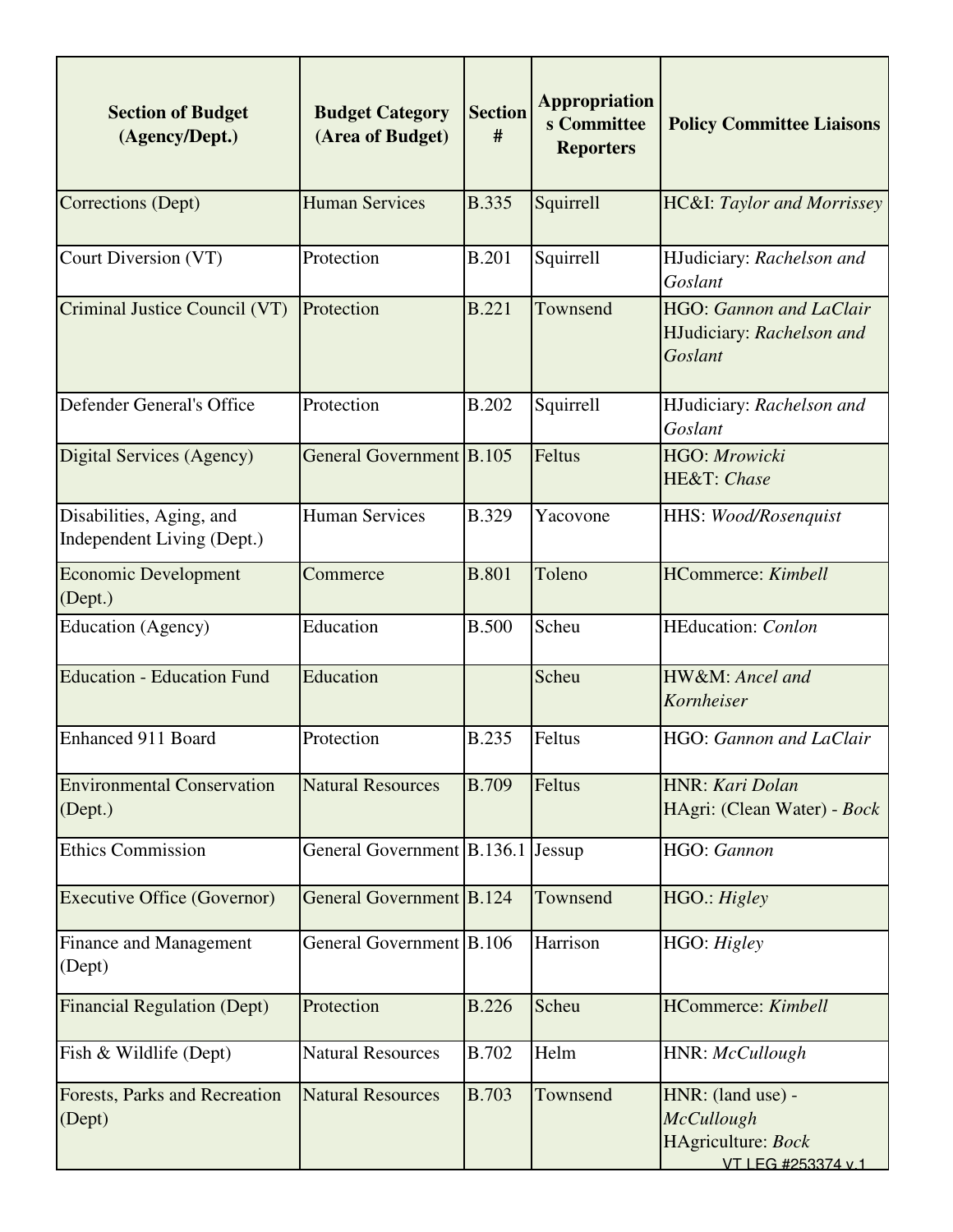| Section of Budget (Agency/Dept.) | Budget Category (Area of Budget) | Section # | Appropriations Committee Reporters | Policy Committee Liaisons |
|---|---|---|---|---|
| Corrections (Dept) | Human Services | B.335 | Squirrell | HC&I: *Taylor and Morrissey* |
| Court Diversion (VT) | Protection | B.201 | Squirrell | HJudiciary: *Rachelson and Goslant* |
| Criminal Justice Council (VT) | Protection | B.221 | Townsend | HGO: *Gannon and LaClair*<br>HJudiciary: *Rachelson and Goslant* |
| Defender General's Office | Protection | B.202 | Squirrell | HJudiciary: *Rachelson and Goslant* |
| Digital Services (Agency) | General Government | B.105 | Feltus | HGO: *Mrowicki*<br>HE&T: *Chase* |
| Disabilities, Aging, and Independent Living (Dept.) | Human Services | B.329 | Yacovone | HHS: *Wood/Rosenquist* |
| Economic Development (Dept.) | Commerce | B.801 | Toleno | HCommerce: *Kimbell* |
| Education (Agency) | Education | B.500 | Scheu | HEducation: *Conlon* |
| Education - Education Fund | Education | | Scheu | HW&M: *Ancel and Kornheiser* |
| Enhanced 911 Board | Protection | B.235 | Feltus | HGO: *Gannon and LaClair* |
| Environmental Conservation (Dept.) | Natural Resources | B.709 | Feltus | HNR: *Kari Dolan*<br>HAgri: (Clean Water) - *Bock* |
| Ethics Commission | General Government | B.136.1 | Jessup | HGO: *Gannon* |
| Executive Office (Governor) | General Government | B.124 | Townsend | HGO.: *Higley* |
| Finance and Management (Dept) | General Government | B.106 | Harrison | HGO: *Higley* |
| Financial Regulation (Dept) | Protection | B.226 | Scheu | HCommerce: *Kimbell* |
| Fish & Wildlife (Dept) | Natural Resources | B.702 | Helm | HNR: *McCullough* |
| Forests, Parks and Recreation (Dept) | Natural Resources | B.703 | Townsend | HNR: (land use) - *McCullough*<br>HAgriculture: *Bock* |

VT LEG #253374 v.1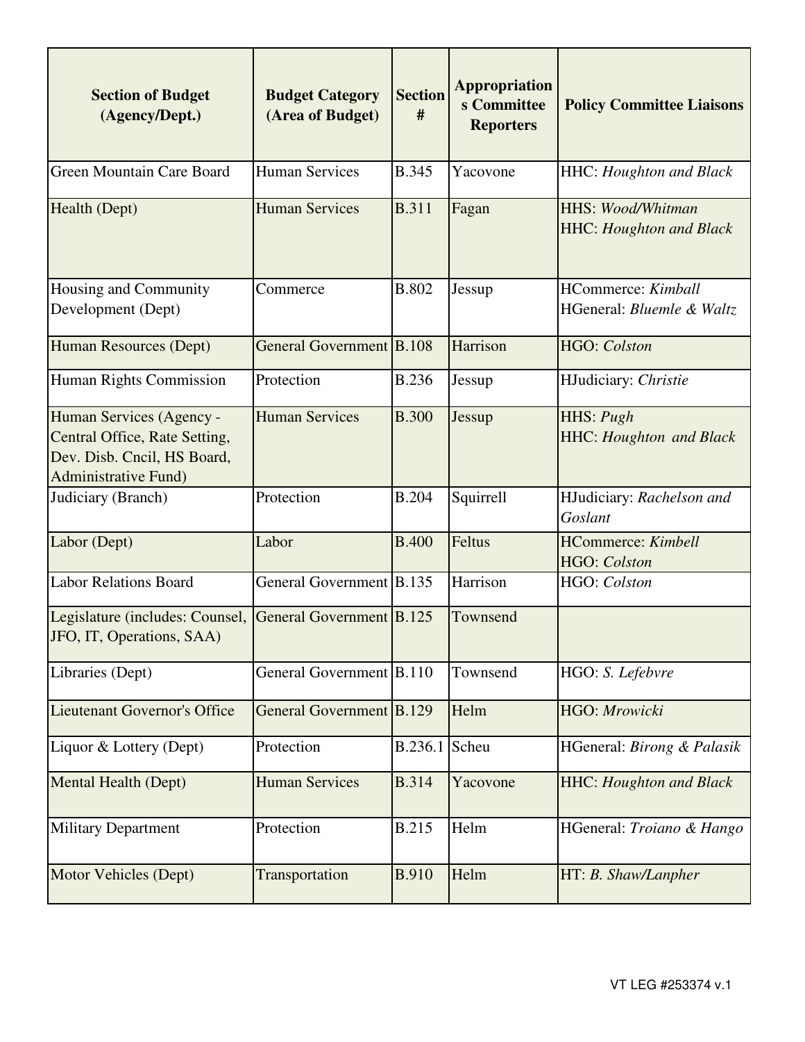| Section of Budget (Agency/Dept.) | Budget Category (Area of Budget) | Section # | Appropriations Committee Reporters | Policy Committee Liaisons |
|---|---|---|---|---|
| Green Mountain Care Board | Human Services | B.345 | Yacovone | HHC: *Houghton and Black* |
| Health (Dept) | Human Services | B.311 | Fagan | HHS: *Wood/Whitman*<br>HHC: *Houghton and Black* |
| Housing and Community Development (Dept) | Commerce | B.802 | Jessup | HCommerce: *Kimball*<br>HGeneral: *Bluemle & Waltz* |
| Human Resources (Dept) | General Government | B.108 | Harrison | HGO: *Colston* |
| Human Rights Commission | Protection | B.236 | Jessup | HJudiciary: *Christie* |
| Human Services (Agency - Central Office, Rate Setting, Dev. Disb. Cncil, HS Board, Administrative Fund) | Human Services | B.300 | Jessup | HHS: *Pugh*<br>HHC: *Houghton and Black* |
| Judiciary (Branch) | Protection | B.204 | Squirrell | HJudiciary: *Rachelson and Goslant* |
| Labor (Dept) | Labor | B.400 | Feltus | HCommerce: *Kimbell*<br>HGO: *Colston* |
| Labor Relations Board | General Government | B.135 | Harrison | HGO: *Colston* |
| Legislature (includes: Counsel, JFO, IT, Operations, SAA) | General Government | B.125 | Townsend | |
| Libraries (Dept) | General Government | B.110 | Townsend | HGO: *S. Lefebvre* |
| Lieutenant Governor's Office | General Government | B.129 | Helm | HGO: *Mrowicki* |
| Liquor & Lottery (Dept) | Protection | B.236.1 | Scheu | HGeneral: *Birong & Palasik* |
| Mental Health (Dept) | Human Services | B.314 | Yacovone | HHC: *Houghton and Black* |
| Military Department | Protection | B.215 | Helm | HGeneral: *Troiano & Hango* |
| Motor Vehicles (Dept) | Transportation | B.910 | Helm | HT: *B. Shaw/Lanpher* |

VT LEG #253374 v.1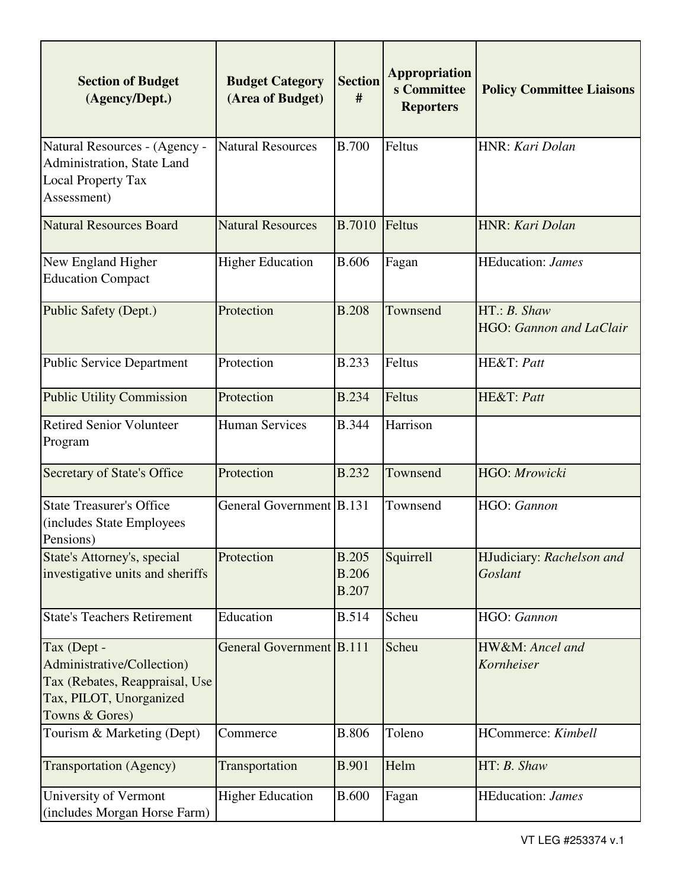| Section of Budget (Agency/Dept.) | Budget Category (Area of Budget) | Section # | Appropriations Committee Reporters | Policy Committee Liaisons |
|---|---|---|---|---|
| Natural Resources - (Agency - Administration, State Land Local Property Tax Assessment) | Natural Resources | B.700 | Feltus | HNR: *Kari Dolan* |
| Natural Resources Board | Natural Resources | B.7010 | Feltus | HNR: *Kari Dolan* |
| New England Higher Education Compact | Higher Education | B.606 | Fagan | HEducation: *James* |
| Public Safety (Dept.) | Protection | B.208 | Townsend | HT.: *B. Shaw*<br>HGO: *Gannon and LaClair* |
| Public Service Department | Protection | B.233 | Feltus | HE&T: *Patt* |
| Public Utility Commission | Protection | B.234 | Feltus | HE&T: *Patt* |
| Retired Senior Volunteer Program | Human Services | B.344 | Harrison | |
| Secretary of State's Office | Protection | B.232 | Townsend | HGO: *Mrowicki* |
| State Treasurer's Office (includes State Employees Pensions) | General Government | B.131 | Townsend | HGO: *Gannon* |
| State's Attorney's, special investigative units and sheriffs | Protection | B.205<br>B.206<br>B.207 | Squirrell | HJudiciary: *Rachelson and Goslant* |
| State's Teachers Retirement | Education | B.514 | Scheu | HGO: *Gannon* |
| Tax (Dept - Administrative/Collection)<br>Tax (Rebates, Reappraisal, Use Tax, PILOT, Unorganized Towns & Gores) | General Government | B.111 | Scheu | HW&M: *Ancel and Kornheiser* |
| Tourism & Marketing (Dept) | Commerce | B.806 | Toleno | HCommerce: *Kimbell* |
| Transportation (Agency) | Transportation | B.901 | Helm | HT: *B. Shaw* |
| University of Vermont (includes Morgan Horse Farm) | Higher Education | B.600 | Fagan | HEducation: *James* |

VT LEG #253374 v.1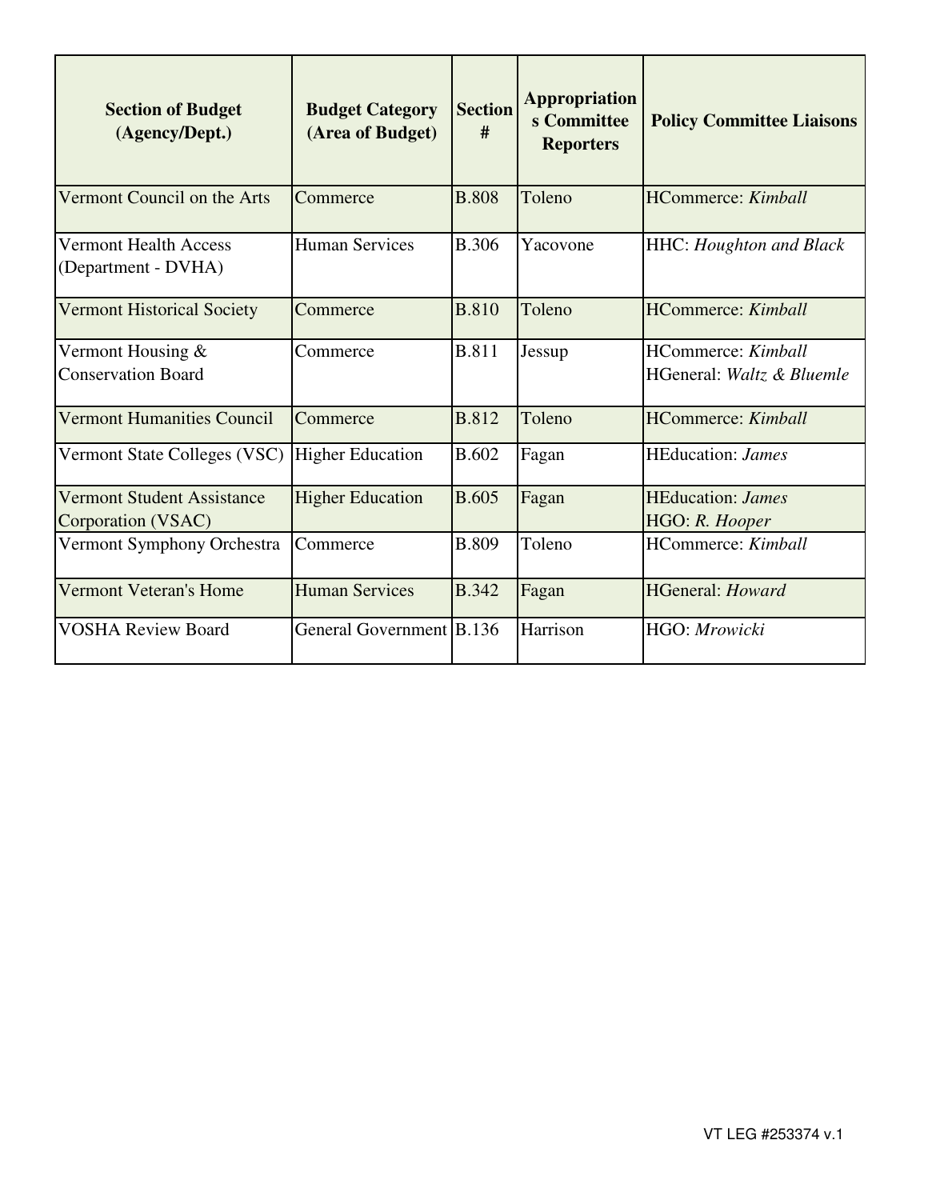| Section of Budget (Agency/Dept.) | Budget Category (Area of Budget) | Section # | Appropriations Committee Reporters | Policy Committee Liaisons |
|---|---|---|---|---|
| Vermont Council on the Arts | Commerce | B.808 | Toleno | HCommerce: *Kimball* |
| Vermont Health Access (Department - DVHA) | Human Services | B.306 | Yacovone | HHC: *Houghton and Black* |
| Vermont Historical Society | Commerce | B.810 | Toleno | HCommerce: *Kimball* |
| Vermont Housing & Conservation Board | Commerce | B.811 | Jessup | HCommerce: *Kimball* HGeneral: *Waltz & Bluemle* |
| Vermont Humanities Council | Commerce | B.812 | Toleno | HCommerce: *Kimball* |
| Vermont State Colleges (VSC) | Higher Education | B.602 | Fagan | HEducation: *James* |
| Vermont Student Assistance Corporation (VSAC) | Higher Education | B.605 | Fagan | HEducation: *James* HGO: *R. Hooper* |
| Vermont Symphony Orchestra | Commerce | B.809 | Toleno | HCommerce: *Kimball* |
| Vermont Veteran's Home | Human Services | B.342 | Fagan | HGeneral: *Howard* |
| VOSHA Review Board | General Government | B.136 | Harrison | HGO: *Mrowicki* |

VT LEG #253374 v.1